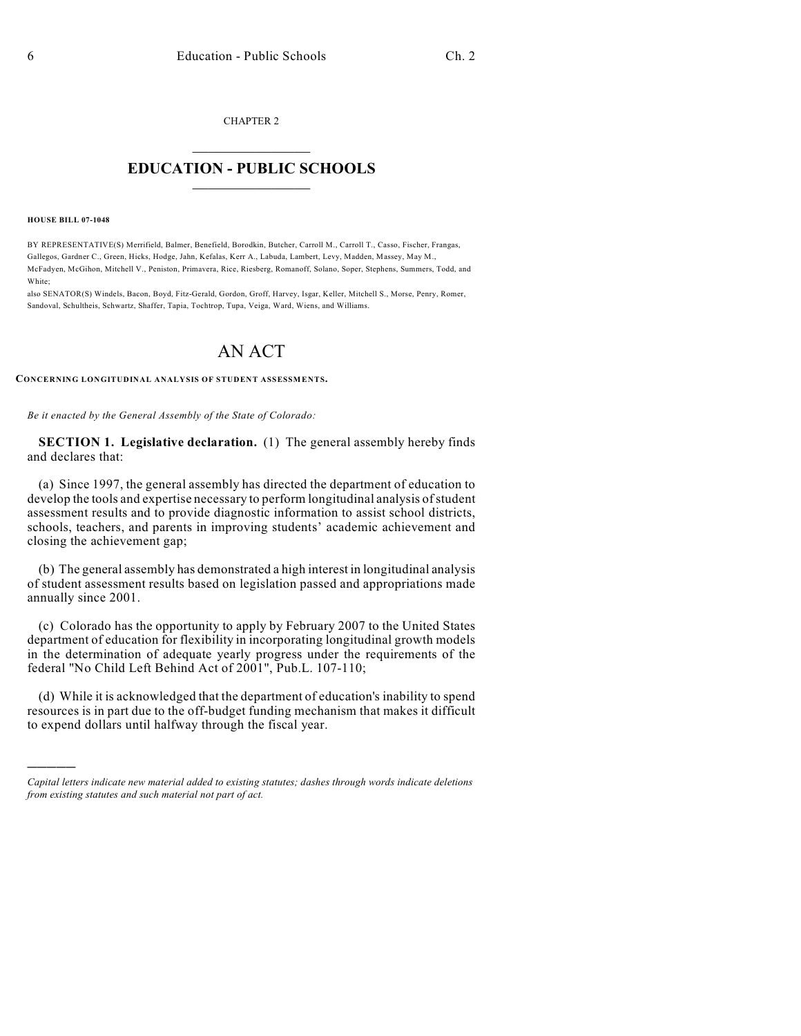CHAPTER 2

# EDUCATION - PUBLIC SCHOOLS

**HOUSE BILL 07-1048**

BY REPRESENTATIVE(S) Merrifield, Balmer, Benefield, Borodkin, Butcher, Carroll M., Carroll T., Casso, Fischer, Frangas, Gallegos, Gardner C., Green, Hicks, Hodge, Jahn, Kefalas, Kerr A., Labuda, Lambert, Levy, Madden, Massey, May M., McFadyen, McGihon, Mitchell V., Peniston, Primavera, Rice, Riesberg, Romanoff, Solano, Soper, Stephens, Summers, Todd, and White;

also SENATOR(S) Windels, Bacon, Boyd, Fitz-Gerald, Gordon, Groff, Harvey, Isgar, Keller, Mitchell S., Morse, Penry, Romer, Sandoval, Schultheis, Schwartz, Shaffer, Tapia, Tochtrop, Tupa, Veiga, Ward, Wiens, and Williams.

# AN ACT

**CONCERNING LONGITUDINAL ANALYSIS OF STUDENT ASSESSMENTS.**

*Be it enacted by the General Assembly of the State of Colorado:*

**SECTION 1. Legislative declaration.** (1) The general assembly hereby finds and declares that:

(a) Since 1997, the general assembly has directed the department of education to develop the tools and expertise necessary to perform longitudinal analysis of student assessment results and to provide diagnostic information to assist school districts, schools, teachers, and parents in improving students' academic achievement and closing the achievement gap;

(b) The general assembly has demonstrated a high interest in longitudinal analysis of student assessment results based on legislation passed and appropriations made annually since 2001.

(c) Colorado has the opportunity to apply by February 2007 to the United States department of education for flexibility in incorporating longitudinal growth models in the determination of adequate yearly progress under the requirements of the federal "No Child Left Behind Act of 2001", Pub.L. 107-110;

(d) While it is acknowledged that the department of education's inability to spend resources is in part due to the off-budget funding mechanism that makes it difficult to expend dollars until halfway through the fiscal year.

---

*Capital letters indicate new material added to existing statutes; dashes through words indicate deletions from existing statutes and such material not part of act.*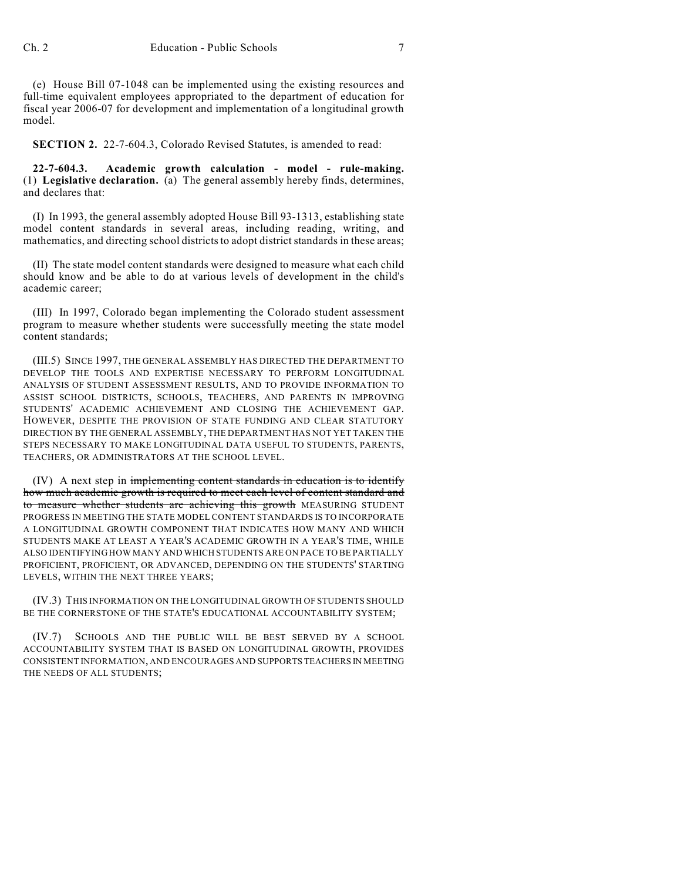(e) House Bill 07-1048 can be implemented using the existing resources and full-time equivalent employees appropriated to the department of education for fiscal year 2006-07 for development and implementation of a longitudinal growth model.

**SECTION 2.** 22-7-604.3, Colorado Revised Statutes, is amended to read:

**22-7-604.3. Academic growth calculation - model - rule-making.** (1) **Legislative declaration.** (a) The general assembly hereby finds, determines, and declares that:

(I) In 1993, the general assembly adopted House Bill 93-1313, establishing state model content standards in several areas, including reading, writing, and mathematics, and directing school districts to adopt district standards in these areas;

(II) The state model content standards were designed to measure what each child should know and be able to do at various levels of development in the child's academic career;

(III) In 1997, Colorado began implementing the Colorado student assessment program to measure whether students were successfully meeting the state model content standards;

(III.5) SINCE 1997, THE GENERAL ASSEMBLY HAS DIRECTED THE DEPARTMENT TO DEVELOP THE TOOLS AND EXPERTISE NECESSARY TO PERFORM LONGITUDINAL ANALYSIS OF STUDENT ASSESSMENT RESULTS, AND TO PROVIDE INFORMATION TO ASSIST SCHOOL DISTRICTS, SCHOOLS, TEACHERS, AND PARENTS IN IMPROVING STUDENTS' ACADEMIC ACHIEVEMENT AND CLOSING THE ACHIEVEMENT GAP. HOWEVER, DESPITE THE PROVISION OF STATE FUNDING AND CLEAR STATUTORY DIRECTION BY THE GENERAL ASSEMBLY, THE DEPARTMENT HAS NOT YET TAKEN THE STEPS NECESSARY TO MAKE LONGITUDINAL DATA USEFUL TO STUDENTS, PARENTS, TEACHERS, OR ADMINISTRATORS AT THE SCHOOL LEVEL.

(IV) A next step in ~~implementing content standards in education is to identify how much academic growth is required to meet each level of content standard and to measure whether students are achieving this growth~~ MEASURING STUDENT PROGRESS IN MEETING THE STATE MODEL CONTENT STANDARDS IS TO INCORPORATE A LONGITUDINAL GROWTH COMPONENT THAT INDICATES HOW MANY AND WHICH STUDENTS MAKE AT LEAST A YEAR'S ACADEMIC GROWTH IN A YEAR'S TIME, WHILE ALSO IDENTIFYING HOW MANY AND WHICH STUDENTS ARE ON PACE TO BE PARTIALLY PROFICIENT, PROFICIENT, OR ADVANCED, DEPENDING ON THE STUDENTS' STARTING LEVELS, WITHIN THE NEXT THREE YEARS;

(IV.3) THIS INFORMATION ON THE LONGITUDINAL GROWTH OF STUDENTS SHOULD BE THE CORNERSTONE OF THE STATE'S EDUCATIONAL ACCOUNTABILITY SYSTEM;

(IV.7) SCHOOLS AND THE PUBLIC WILL BE BEST SERVED BY A SCHOOL ACCOUNTABILITY SYSTEM THAT IS BASED ON LONGITUDINAL GROWTH, PROVIDES CONSISTENT INFORMATION, AND ENCOURAGES AND SUPPORTS TEACHERS IN MEETING THE NEEDS OF ALL STUDENTS;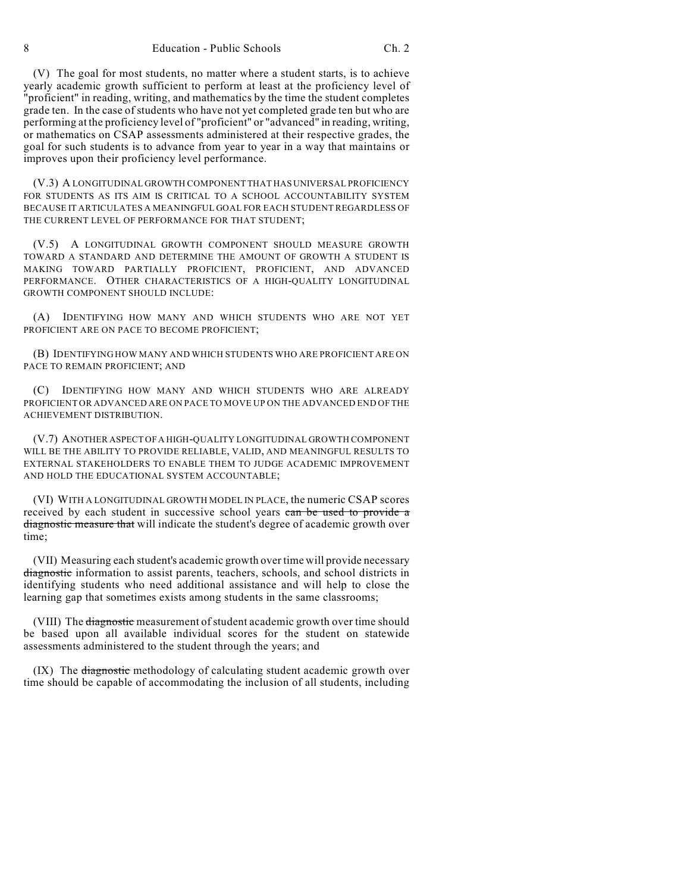(V) The goal for most students, no matter where a student starts, is to achieve yearly academic growth sufficient to perform at least at the proficiency level of "proficient" in reading, writing, and mathematics by the time the student completes grade ten. In the case of students who have not yet completed grade ten but who are performing at the proficiency level of "proficient" or "advanced" in reading, writing, or mathematics on CSAP assessments administered at their respective grades, the goal for such students is to advance from year to year in a way that maintains or improves upon their proficiency level performance.

(V.3) A LONGITUDINAL GROWTH COMPONENT THAT HAS UNIVERSAL PROFICIENCY FOR STUDENTS AS ITS AIM IS CRITICAL TO A SCHOOL ACCOUNTABILITY SYSTEM BECAUSE IT ARTICULATES A MEANINGFUL GOAL FOR EACH STUDENT REGARDLESS OF THE CURRENT LEVEL OF PERFORMANCE FOR THAT STUDENT;

(V.5) A LONGITUDINAL GROWTH COMPONENT SHOULD MEASURE GROWTH TOWARD A STANDARD AND DETERMINE THE AMOUNT OF GROWTH A STUDENT IS MAKING TOWARD PARTIALLY PROFICIENT, PROFICIENT, AND ADVANCED PERFORMANCE. OTHER CHARACTERISTICS OF A HIGH-QUALITY LONGITUDINAL GROWTH COMPONENT SHOULD INCLUDE:

(A) IDENTIFYING HOW MANY AND WHICH STUDENTS WHO ARE NOT YET PROFICIENT ARE ON PACE TO BECOME PROFICIENT;

(B) IDENTIFYING HOW MANY AND WHICH STUDENTS WHO ARE PROFICIENT ARE ON PACE TO REMAIN PROFICIENT; AND

(C) IDENTIFYING HOW MANY AND WHICH STUDENTS WHO ARE ALREADY PROFICIENT OR ADVANCED ARE ON PACE TO MOVE UP ON THE ADVANCED END OF THE ACHIEVEMENT DISTRIBUTION.

(V.7) ANOTHER ASPECT OF A HIGH-QUALITY LONGITUDINAL GROWTH COMPONENT WILL BE THE ABILITY TO PROVIDE RELIABLE, VALID, AND MEANINGFUL RESULTS TO EXTERNAL STAKEHOLDERS TO ENABLE THEM TO JUDGE ACADEMIC IMPROVEMENT AND HOLD THE EDUCATIONAL SYSTEM ACCOUNTABLE;

(VI) WITH A LONGITUDINAL GROWTH MODEL IN PLACE, the numeric CSAP scores received by each student in successive school years ~~can be used to provide a diagnostic measure that~~ will indicate the student's degree of academic growth over time;

(VII) Measuring each student's academic growth over time will provide necessary ~~diagnostic~~ information to assist parents, teachers, schools, and school districts in identifying students who need additional assistance and will help to close the learning gap that sometimes exists among students in the same classrooms;

(VIII) The ~~diagnostic~~ measurement of student academic growth over time should be based upon all available individual scores for the student on statewide assessments administered to the student through the years; and

(IX) The ~~diagnostic~~ methodology of calculating student academic growth over time should be capable of accommodating the inclusion of all students, including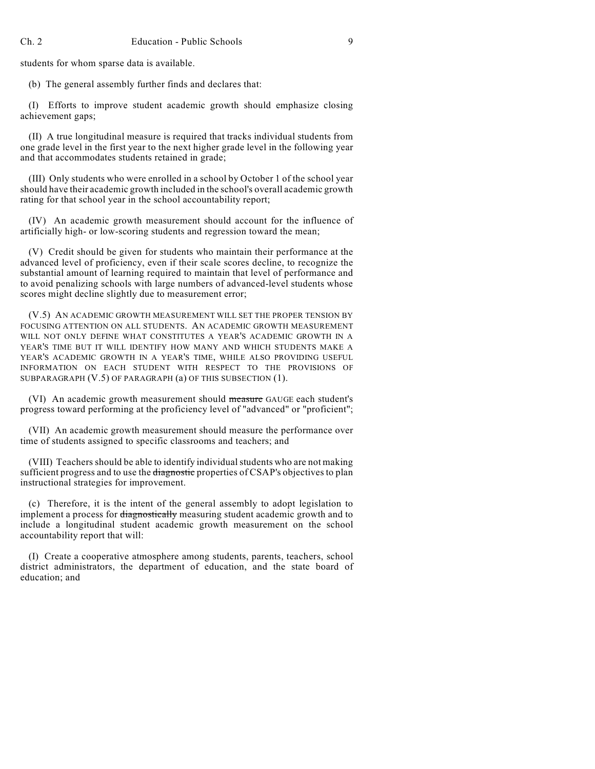students for whom sparse data is available.

(b) The general assembly further finds and declares that:

(I) Efforts to improve student academic growth should emphasize closing achievement gaps;

(II) A true longitudinal measure is required that tracks individual students from one grade level in the first year to the next higher grade level in the following year and that accommodates students retained in grade;

(III) Only students who were enrolled in a school by October 1 of the school year should have their academic growth included in the school's overall academic growth rating for that school year in the school accountability report;

(IV) An academic growth measurement should account for the influence of artificially high- or low-scoring students and regression toward the mean;

(V) Credit should be given for students who maintain their performance at the advanced level of proficiency, even if their scale scores decline, to recognize the substantial amount of learning required to maintain that level of performance and to avoid penalizing schools with large numbers of advanced-level students whose scores might decline slightly due to measurement error;

(V.5) AN ACADEMIC GROWTH MEASUREMENT WILL SET THE PROPER TENSION BY FOCUSING ATTENTION ON ALL STUDENTS. AN ACADEMIC GROWTH MEASUREMENT WILL NOT ONLY DEFINE WHAT CONSTITUTES A YEAR'S ACADEMIC GROWTH IN A YEAR'S TIME BUT IT WILL IDENTIFY HOW MANY AND WHICH STUDENTS MAKE A YEAR'S ACADEMIC GROWTH IN A YEAR'S TIME, WHILE ALSO PROVIDING USEFUL INFORMATION ON EACH STUDENT WITH RESPECT TO THE PROVISIONS OF SUBPARAGRAPH (V.5) OF PARAGRAPH (a) OF THIS SUBSECTION (1).

(VI) An academic growth measurement should ~~measure~~ GAUGE each student's progress toward performing at the proficiency level of "advanced" or "proficient";

(VII) An academic growth measurement should measure the performance over time of students assigned to specific classrooms and teachers; and

(VIII) Teachers should be able to identify individual students who are not making sufficient progress and to use the ~~diagnostic~~ properties of CSAP's objectives to plan instructional strategies for improvement.

(c) Therefore, it is the intent of the general assembly to adopt legislation to implement a process for ~~diagnostically~~ measuring student academic growth and to include a longitudinal student academic growth measurement on the school accountability report that will:

(I) Create a cooperative atmosphere among students, parents, teachers, school district administrators, the department of education, and the state board of education; and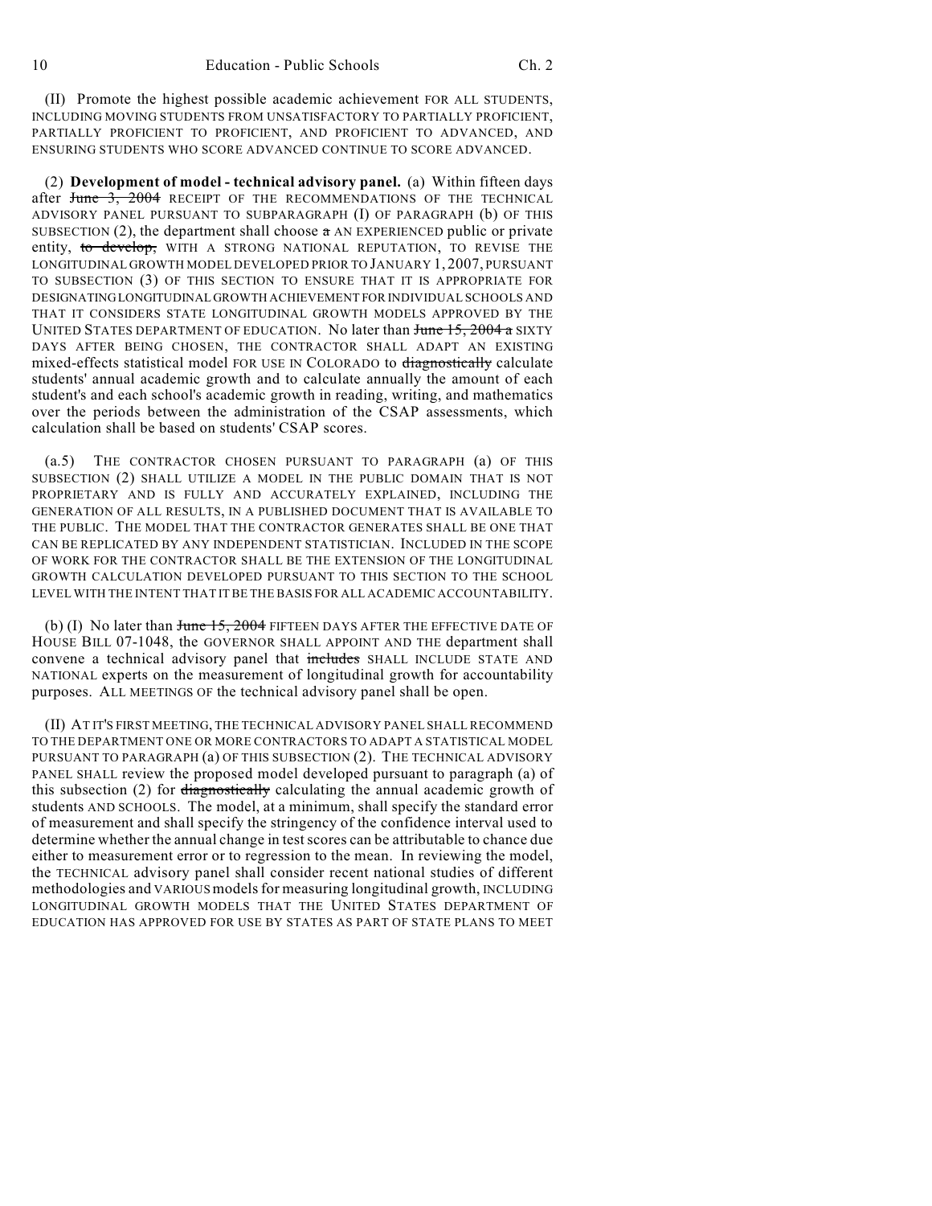(II) Promote the highest possible academic achievement FOR ALL STUDENTS, INCLUDING MOVING STUDENTS FROM UNSATISFACTORY TO PARTIALLY PROFICIENT, PARTIALLY PROFICIENT TO PROFICIENT, AND PROFICIENT TO ADVANCED, AND ENSURING STUDENTS WHO SCORE ADVANCED CONTINUE TO SCORE ADVANCED.

(2) **Development of model - technical advisory panel.** (a) Within fifteen days after ~~June 3, 2004~~ RECEIPT OF THE RECOMMENDATIONS OF THE TECHNICAL ADVISORY PANEL PURSUANT TO SUBPARAGRAPH (I) OF PARAGRAPH (b) OF THIS SUBSECTION (2), the department shall choose ~~a~~ AN EXPERIENCED public or private entity, ~~to develop,~~ WITH A STRONG NATIONAL REPUTATION, TO REVISE THE LONGITUDINAL GROWTH MODEL DEVELOPED PRIOR TO JANUARY 1, 2007, PURSUANT TO SUBSECTION (3) OF THIS SECTION TO ENSURE THAT IT IS APPROPRIATE FOR DESIGNATING LONGITUDINAL GROWTH ACHIEVEMENT FOR INDIVIDUAL SCHOOLS AND THAT IT CONSIDERS STATE LONGITUDINAL GROWTH MODELS APPROVED BY THE UNITED STATES DEPARTMENT OF EDUCATION. No later than ~~June 15, 2004 a~~ SIXTY DAYS AFTER BEING CHOSEN, THE CONTRACTOR SHALL ADAPT AN EXISTING mixed-effects statistical model FOR USE IN COLORADO to ~~diagnostically~~ calculate students' annual academic growth and to calculate annually the amount of each student's and each school's academic growth in reading, writing, and mathematics over the periods between the administration of the CSAP assessments, which calculation shall be based on students' CSAP scores.

(a.5) THE CONTRACTOR CHOSEN PURSUANT TO PARAGRAPH (a) OF THIS SUBSECTION (2) SHALL UTILIZE A MODEL IN THE PUBLIC DOMAIN THAT IS NOT PROPRIETARY AND IS FULLY AND ACCURATELY EXPLAINED, INCLUDING THE GENERATION OF ALL RESULTS, IN A PUBLISHED DOCUMENT THAT IS AVAILABLE TO THE PUBLIC. THE MODEL THAT THE CONTRACTOR GENERATES SHALL BE ONE THAT CAN BE REPLICATED BY ANY INDEPENDENT STATISTICIAN. INCLUDED IN THE SCOPE OF WORK FOR THE CONTRACTOR SHALL BE THE EXTENSION OF THE LONGITUDINAL GROWTH CALCULATION DEVELOPED PURSUANT TO THIS SECTION TO THE SCHOOL LEVEL WITH THE INTENT THAT IT BE THE BASIS FOR ALL ACADEMIC ACCOUNTABILITY.

(b) (I) No later than ~~June 15, 2004~~ FIFTEEN DAYS AFTER THE EFFECTIVE DATE OF HOUSE BILL 07-1048, the GOVERNOR SHALL APPOINT AND THE department shall convene a technical advisory panel that ~~includes~~ SHALL INCLUDE STATE AND NATIONAL experts on the measurement of longitudinal growth for accountability purposes. ALL MEETINGS OF the technical advisory panel shall be open.

(II) AT IT'S FIRST MEETING, THE TECHNICAL ADVISORY PANEL SHALL RECOMMEND TO THE DEPARTMENT ONE OR MORE CONTRACTORS TO ADAPT A STATISTICAL MODEL PURSUANT TO PARAGRAPH (a) OF THIS SUBSECTION (2). THE TECHNICAL ADVISORY PANEL SHALL review the proposed model developed pursuant to paragraph (a) of this subsection (2) for ~~diagnostically~~ calculating the annual academic growth of students AND SCHOOLS. The model, at a minimum, shall specify the standard error of measurement and shall specify the stringency of the confidence interval used to determine whether the annual change in test scores can be attributable to chance due either to measurement error or to regression to the mean. In reviewing the model, the TECHNICAL advisory panel shall consider recent national studies of different methodologies and VARIOUS models for measuring longitudinal growth, INCLUDING LONGITUDINAL GROWTH MODELS THAT THE UNITED STATES DEPARTMENT OF EDUCATION HAS APPROVED FOR USE BY STATES AS PART OF STATE PLANS TO MEET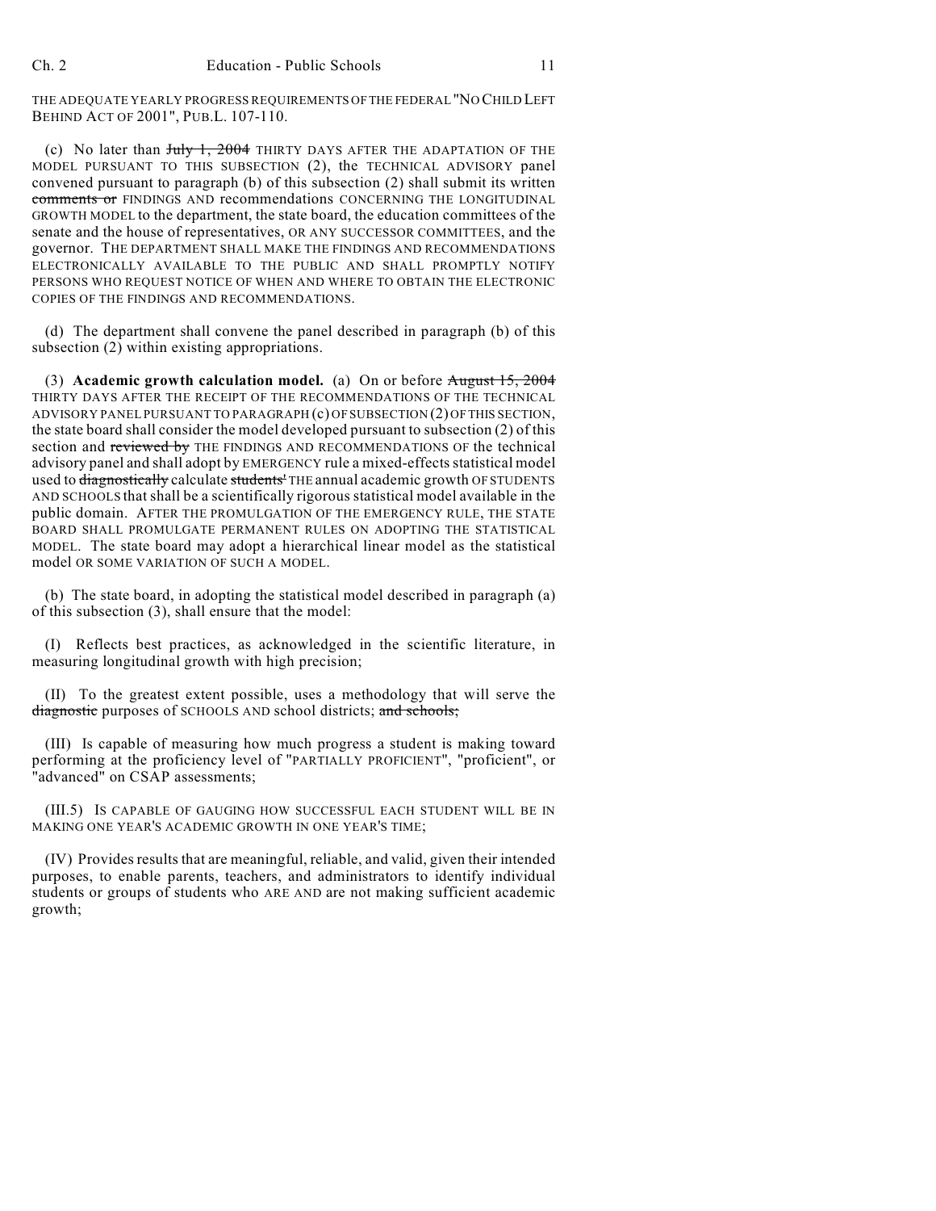THE ADEQUATE YEARLY PROGRESS REQUIREMENTS OF THE FEDERAL "NO CHILD LEFT BEHIND ACT OF 2001", PUB.L. 107-110.

(c) No later than ~~July 1, 2004~~ THIRTY DAYS AFTER THE ADAPTATION OF THE MODEL PURSUANT TO THIS SUBSECTION (2), the TECHNICAL ADVISORY panel convened pursuant to paragraph (b) of this subsection (2) shall submit its written ~~comments or~~ FINDINGS AND recommendations CONCERNING THE LONGITUDINAL GROWTH MODEL to the department, the state board, the education committees of the senate and the house of representatives, OR ANY SUCCESSOR COMMITTEES, and the governor. THE DEPARTMENT SHALL MAKE THE FINDINGS AND RECOMMENDATIONS ELECTRONICALLY AVAILABLE TO THE PUBLIC AND SHALL PROMPTLY NOTIFY PERSONS WHO REQUEST NOTICE OF WHEN AND WHERE TO OBTAIN THE ELECTRONIC COPIES OF THE FINDINGS AND RECOMMENDATIONS.

(d) The department shall convene the panel described in paragraph (b) of this subsection (2) within existing appropriations.

(3) **Academic growth calculation model.** (a) On or before ~~August 15, 2004~~ THIRTY DAYS AFTER THE RECEIPT OF THE RECOMMENDATIONS OF THE TECHNICAL ADVISORY PANEL PURSUANT TO PARAGRAPH (c) OF SUBSECTION (2) OF THIS SECTION, the state board shall consider the model developed pursuant to subsection (2) of this section and ~~reviewed by~~ THE FINDINGS AND RECOMMENDATIONS OF the technical advisory panel and shall adopt by EMERGENCY rule a mixed-effects statistical model used to ~~diagnostically~~ calculate ~~students'~~ THE annual academic growth OF STUDENTS AND SCHOOLS that shall be a scientifically rigorous statistical model available in the public domain. AFTER THE PROMULGATION OF THE EMERGENCY RULE, THE STATE BOARD SHALL PROMULGATE PERMANENT RULES ON ADOPTING THE STATISTICAL MODEL. The state board may adopt a hierarchical linear model as the statistical model OR SOME VARIATION OF SUCH A MODEL.

(b) The state board, in adopting the statistical model described in paragraph (a) of this subsection (3), shall ensure that the model:

(I) Reflects best practices, as acknowledged in the scientific literature, in measuring longitudinal growth with high precision;

(II) To the greatest extent possible, uses a methodology that will serve the ~~diagnostic~~ purposes of SCHOOLS AND school districts; ~~and schools;~~

(III) Is capable of measuring how much progress a student is making toward performing at the proficiency level of "PARTIALLY PROFICIENT", "proficient", or "advanced" on CSAP assessments;

(III.5) IS CAPABLE OF GAUGING HOW SUCCESSFUL EACH STUDENT WILL BE IN MAKING ONE YEAR'S ACADEMIC GROWTH IN ONE YEAR'S TIME;

(IV) Provides results that are meaningful, reliable, and valid, given their intended purposes, to enable parents, teachers, and administrators to identify individual students or groups of students who ARE AND are not making sufficient academic growth;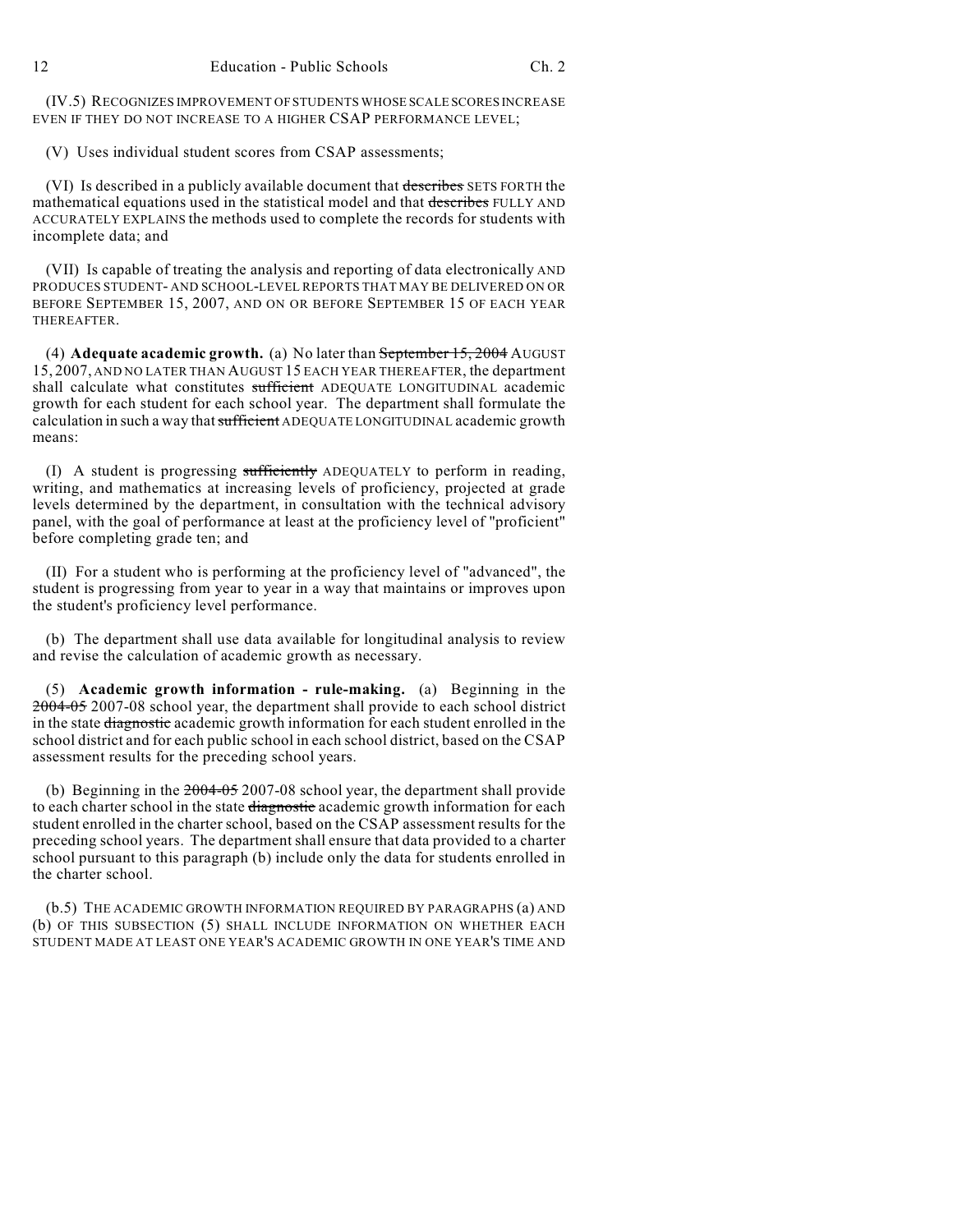(IV.5) RECOGNIZES IMPROVEMENT OF STUDENTS WHOSE SCALE SCORES INCREASE EVEN IF THEY DO NOT INCREASE TO A HIGHER CSAP PERFORMANCE LEVEL;

(V) Uses individual student scores from CSAP assessments;

(VI) Is described in a publicly available document that ~~describes~~ SETS FORTH the mathematical equations used in the statistical model and that ~~describes~~ FULLY AND ACCURATELY EXPLAINS the methods used to complete the records for students with incomplete data; and

(VII) Is capable of treating the analysis and reporting of data electronically AND PRODUCES STUDENT- AND SCHOOL-LEVEL REPORTS THAT MAY BE DELIVERED ON OR BEFORE SEPTEMBER 15, 2007, AND ON OR BEFORE SEPTEMBER 15 OF EACH YEAR THEREAFTER.

(4) **Adequate academic growth.** (a) No later than ~~September 15, 2004~~ AUGUST 15, 2007, AND NO LATER THAN AUGUST 15 EACH YEAR THEREAFTER, the department shall calculate what constitutes ~~sufficient~~ ADEQUATE LONGITUDINAL academic growth for each student for each school year. The department shall formulate the calculation in such a way that ~~sufficient~~ ADEQUATE LONGITUDINAL academic growth means:

(I) A student is progressing ~~sufficiently~~ ADEQUATELY to perform in reading, writing, and mathematics at increasing levels of proficiency, projected at grade levels determined by the department, in consultation with the technical advisory panel, with the goal of performance at least at the proficiency level of "proficient" before completing grade ten; and

(II) For a student who is performing at the proficiency level of "advanced", the student is progressing from year to year in a way that maintains or improves upon the student's proficiency level performance.

(b) The department shall use data available for longitudinal analysis to review and revise the calculation of academic growth as necessary.

(5) **Academic growth information - rule-making.** (a) Beginning in the ~~2004-05~~ 2007-08 school year, the department shall provide to each school district in the state ~~diagnostic~~ academic growth information for each student enrolled in the school district and for each public school in each school district, based on the CSAP assessment results for the preceding school years.

(b) Beginning in the ~~2004-05~~ 2007-08 school year, the department shall provide to each charter school in the state ~~diagnostic~~ academic growth information for each student enrolled in the charter school, based on the CSAP assessment results for the preceding school years. The department shall ensure that data provided to a charter school pursuant to this paragraph (b) include only the data for students enrolled in the charter school.

(b.5) THE ACADEMIC GROWTH INFORMATION REQUIRED BY PARAGRAPHS (a) AND (b) OF THIS SUBSECTION (5) SHALL INCLUDE INFORMATION ON WHETHER EACH STUDENT MADE AT LEAST ONE YEAR'S ACADEMIC GROWTH IN ONE YEAR'S TIME AND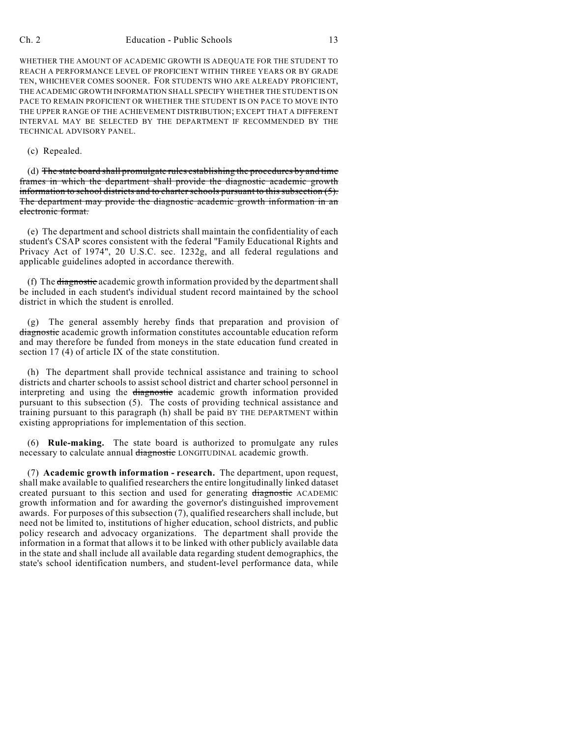WHETHER THE AMOUNT OF ACADEMIC GROWTH IS ADEQUATE FOR THE STUDENT TO REACH A PERFORMANCE LEVEL OF PROFICIENT WITHIN THREE YEARS OR BY GRADE TEN, WHICHEVER COMES SOONER. FOR STUDENTS WHO ARE ALREADY PROFICIENT, THE ACADEMIC GROWTH INFORMATION SHALL SPECIFY WHETHER THE STUDENT IS ON PACE TO REMAIN PROFICIENT OR WHETHER THE STUDENT IS ON PACE TO MOVE INTO THE UPPER RANGE OF THE ACHIEVEMENT DISTRIBUTION; EXCEPT THAT A DIFFERENT INTERVAL MAY BE SELECTED BY THE DEPARTMENT IF RECOMMENDED BY THE TECHNICAL ADVISORY PANEL.

(c) Repealed.

(d) ~~The state board shall promulgate rules establishing the procedures by and time frames in which the department shall provide the diagnostic academic growth information to school districts and to charter schools pursuant to this subsection (5). The department may provide the diagnostic academic growth information in an electronic format.~~

(e) The department and school districts shall maintain the confidentiality of each student's CSAP scores consistent with the federal "Family Educational Rights and Privacy Act of 1974", 20 U.S.C. sec. 1232g, and all federal regulations and applicable guidelines adopted in accordance therewith.

(f) The ~~diagnostic~~ academic growth information provided by the department shall be included in each student's individual student record maintained by the school district in which the student is enrolled.

(g) The general assembly hereby finds that preparation and provision of ~~diagnostic~~ academic growth information constitutes accountable education reform and may therefore be funded from moneys in the state education fund created in section 17 (4) of article IX of the state constitution.

(h) The department shall provide technical assistance and training to school districts and charter schools to assist school district and charter school personnel in interpreting and using the ~~diagnostic~~ academic growth information provided pursuant to this subsection (5). The costs of providing technical assistance and training pursuant to this paragraph (h) shall be paid BY THE DEPARTMENT within existing appropriations for implementation of this section.

(6) **Rule-making.** The state board is authorized to promulgate any rules necessary to calculate annual ~~diagnostic~~ LONGITUDINAL academic growth.

(7) **Academic growth information - research.** The department, upon request, shall make available to qualified researchers the entire longitudinally linked dataset created pursuant to this section and used for generating ~~diagnostic~~ ACADEMIC growth information and for awarding the governor's distinguished improvement awards. For purposes of this subsection (7), qualified researchers shall include, but need not be limited to, institutions of higher education, school districts, and public policy research and advocacy organizations. The department shall provide the information in a format that allows it to be linked with other publicly available data in the state and shall include all available data regarding student demographics, the state's school identification numbers, and student-level performance data, while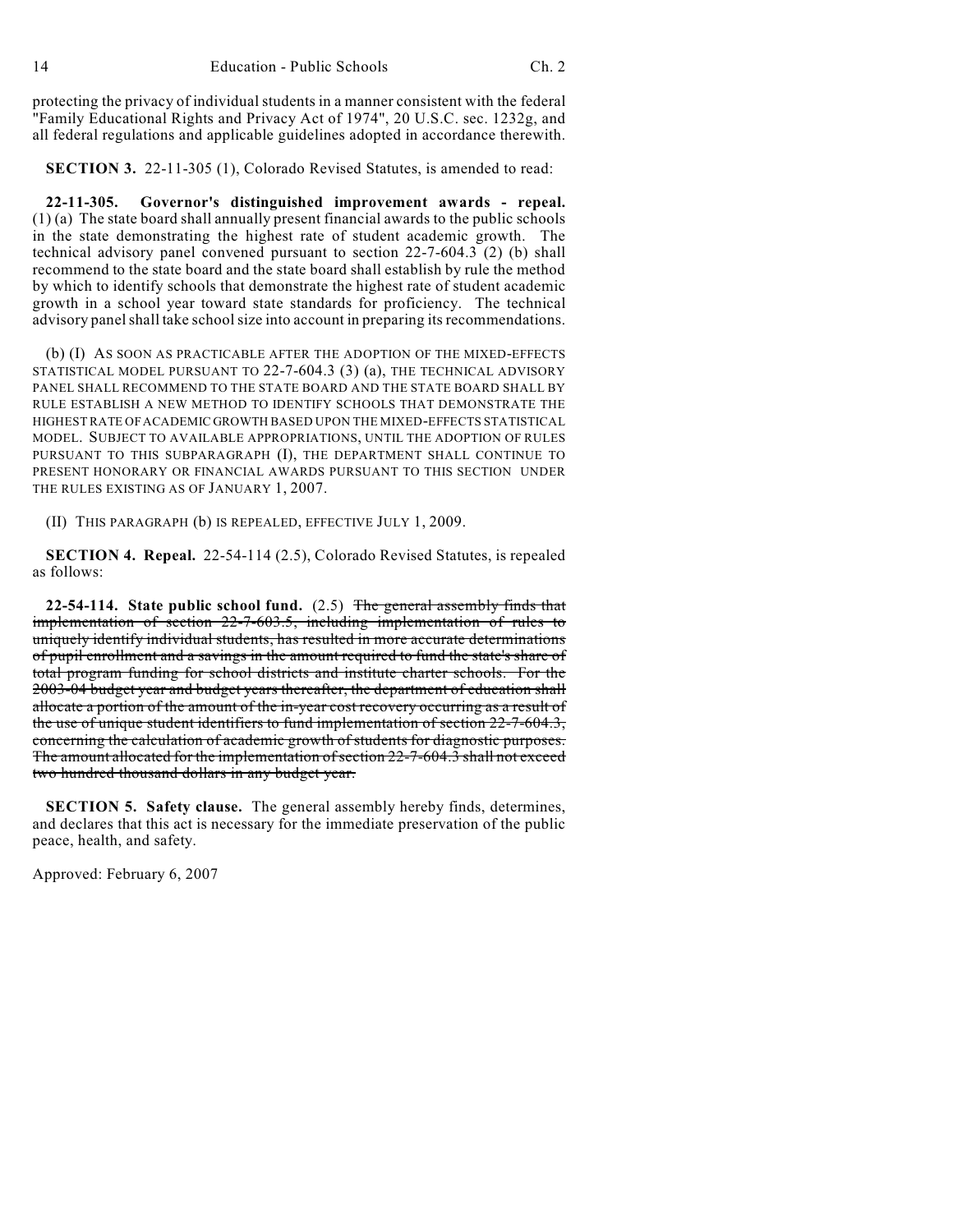protecting the privacy of individual students in a manner consistent with the federal "Family Educational Rights and Privacy Act of 1974", 20 U.S.C. sec. 1232g, and all federal regulations and applicable guidelines adopted in accordance therewith.

**SECTION 3.** 22-11-305 (1), Colorado Revised Statutes, is amended to read:

**22-11-305. Governor's distinguished improvement awards - repeal.** (1) (a) The state board shall annually present financial awards to the public schools in the state demonstrating the highest rate of student academic growth. The technical advisory panel convened pursuant to section 22-7-604.3 (2) (b) shall recommend to the state board and the state board shall establish by rule the method by which to identify schools that demonstrate the highest rate of student academic growth in a school year toward state standards for proficiency. The technical advisory panel shall take school size into account in preparing its recommendations.

(b) (I) AS SOON AS PRACTICABLE AFTER THE ADOPTION OF THE MIXED-EFFECTS STATISTICAL MODEL PURSUANT TO 22-7-604.3 (3) (a), THE TECHNICAL ADVISORY PANEL SHALL RECOMMEND TO THE STATE BOARD AND THE STATE BOARD SHALL BY RULE ESTABLISH A NEW METHOD TO IDENTIFY SCHOOLS THAT DEMONSTRATE THE HIGHEST RATE OF ACADEMIC GROWTH BASED UPON THE MIXED-EFFECTS STATISTICAL MODEL. SUBJECT TO AVAILABLE APPROPRIATIONS, UNTIL THE ADOPTION OF RULES PURSUANT TO THIS SUBPARAGRAPH (I), THE DEPARTMENT SHALL CONTINUE TO PRESENT HONORARY OR FINANCIAL AWARDS PURSUANT TO THIS SECTION UNDER THE RULES EXISTING AS OF JANUARY 1, 2007.

(II) THIS PARAGRAPH (b) IS REPEALED, EFFECTIVE JULY 1, 2009.

**SECTION 4. Repeal.** 22-54-114 (2.5), Colorado Revised Statutes, is repealed as follows:

**22-54-114. State public school fund.** (2.5) ~~The general assembly finds that implementation of section 22-7-603.5, including implementation of rules to uniquely identify individual students, has resulted in more accurate determinations of pupil enrollment and a savings in the amount required to fund the state's share of total program funding for school districts and institute charter schools. For the 2003-04 budget year and budget years thereafter, the department of education shall allocate a portion of the amount of the in-year cost recovery occurring as a result of the use of unique student identifiers to fund implementation of section 22-7-604.3, concerning the calculation of academic growth of students for diagnostic purposes. The amount allocated for the implementation of section 22-7-604.3 shall not exceed two hundred thousand dollars in any budget year.~~

**SECTION 5. Safety clause.** The general assembly hereby finds, determines, and declares that this act is necessary for the immediate preservation of the public peace, health, and safety.

Approved: February 6, 2007